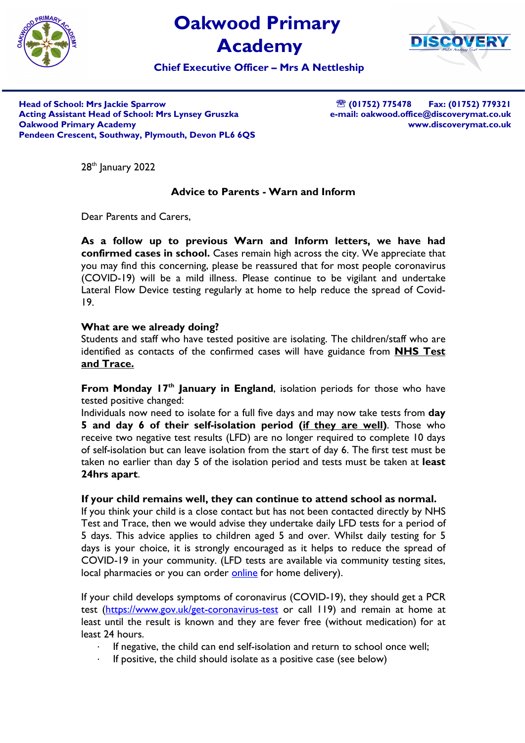# Oakwood Primary Academy

**Chief Executive Officer – Mrs A Nettleship**

**Head of School: Mrs Jackie Sparrow**
**Acting Assistant Head of School: Mrs Lynsey Gruszka**
**Oakwood Primary Academy**
**Pendeen Crescent, Southway, Plymouth, Devon PL6 6QS**

**☏ (01752) 775478 Fax: (01752) 779321**
**e-mail: oakwood.office@discoverymat.co.uk**
**www.discoverymat.co.uk**

28th January 2022

**Advice to Parents - Warn and Inform**

Dear Parents and Carers,

**As a follow up to previous Warn and Inform letters, we have had confirmed cases in school.** Cases remain high across the city. We appreciate that you may find this concerning, please be reassured that for most people coronavirus (COVID-19) will be a mild illness. Please continue to be vigilant and undertake Lateral Flow Device testing regularly at home to help reduce the spread of Covid-19.

**What are we already doing?**
Students and staff who have tested positive are isolating. The children/staff who are identified as contacts of the confirmed cases will have guidance from **NHS Test and Trace.**

**From Monday 17th January in England**, isolation periods for those who have tested positive changed:
Individuals now need to isolate for a full five days and may now take tests from **day 5 and day 6 of their self-isolation period (if they are well)**. Those who receive two negative test results (LFD) are no longer required to complete 10 days of self-isolation but can leave isolation from the start of day 6. The first test must be taken no earlier than day 5 of the isolation period and tests must be taken at **least 24hrs apart**.

**If your child remains well, they can continue to attend school as normal.**
If you think your child is a close contact but has not been contacted directly by NHS Test and Trace, then we would advise they undertake daily LFD tests for a period of 5 days. This advice applies to children aged 5 and over. Whilst daily testing for 5 days is your choice, it is strongly encouraged as it helps to reduce the spread of COVID-19 in your community. (LFD tests are available via community testing sites, local pharmacies or you can order online for home delivery).

If your child develops symptoms of coronavirus (COVID-19), they should get a PCR test (https://www.gov.uk/get-coronavirus-test or call 119) and remain at home at least until the result is known and they are fever free (without medication) for at least 24 hours.

- If negative, the child can end self-isolation and return to school once well;
- If positive, the child should isolate as a positive case (see below)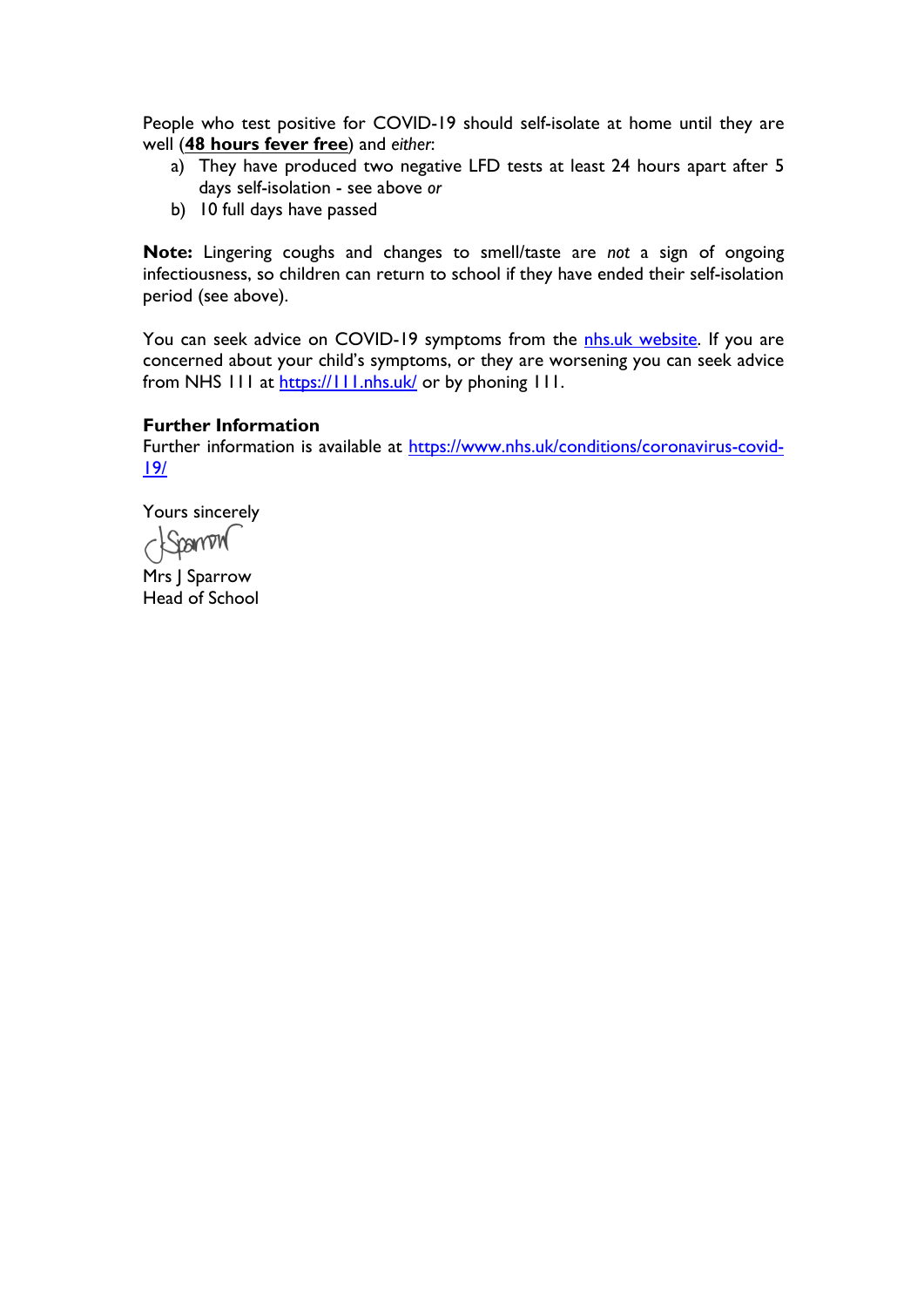People who test positive for COVID-19 should self-isolate at home until they are well (**48 hours fever free**) and *either*:

a) They have produced two negative LFD tests at least 24 hours apart after 5 days self-isolation - see above *or*
b) 10 full days have passed

**Note:** Lingering coughs and changes to smell/taste are *not* a sign of ongoing infectiousness, so children can return to school if they have ended their self-isolation period (see above).

You can seek advice on COVID-19 symptoms from the [nhs.uk website](https://www.nhs.uk). If you are concerned about your child's symptoms, or they are worsening you can seek advice from NHS 111 at https://111.nhs.uk/ or by phoning 111.

**Further Information**

Further information is available at https://www.nhs.uk/conditions/coronavirus-covid-19/

Yours sincerely

Mrs J Sparrow
Head of School